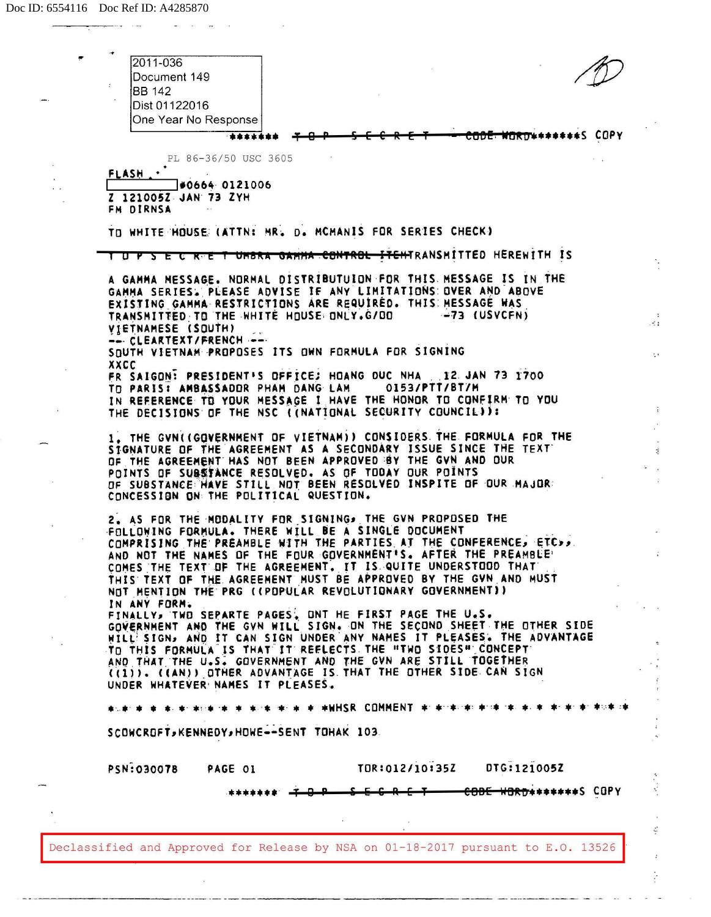2011-036
Document 149
BB 142
Dist 01122016
One Year No Response

******* ~~T O P S E C R E T — CODE WORD~~*******S COPY

PL 86-36/50 USC 3605

FLASH

[redacted] #0664 0121006
Z 121005Z JAN 73 ZYH
FM DIRNSA

TO WHITE HOUSE (ATTN: MR. D. MCMANIS FOR SERIES CHECK)

~~T O P S E C R E T UMBRA GAMMA CONTROL ITEM~~TRANSMITTED HEREWITH IS

A GAMMA MESSAGE. NORMAL DISTRIBUTUION FOR THIS MESSAGE IS IN THE GAMMA SERIES. PLEASE ADVISE IF ANY LIMITATIONS OVER AND ABOVE EXISTING GAMMA RESTRICTIONS ARE REQUIRED. THIS MESSAGE WAS TRANSMITTED TO THE WHITE HOUSE ONLY.G/OO -73 (USVCFN)
VIETNAMESE (SOUTH)
-- CLEARTEXT/FRENCH --
SOUTH VIETNAM PROPOSES ITS OWN FORMULA FOR SIGNING
XXCC
FR SAIGON: PRESIDENT'S OFFICE; HOANG DUC NHA 12 JAN 73 1700
TO PARIS: AMBASSADOR PHAM DANG LAM 0153/PTT/BT/M
IN REFERENCE TO YOUR MESSAGE I HAVE THE HONOR TO CONFIRM TO YOU THE DECISIONS OF THE NSC ((NATIONAL SECURITY COUNCIL)):

1. THE GVN((GOVERNMENT OF VIETNAM)) CONSIDERS THE FORMULA FOR THE SIGNATURE OF THE AGREEMENT AS A SECONDARY ISSUE SINCE THE TEXT OF THE AGREEMENT HAS NOT BEEN APPROVED BY THE GVN AND OUR POINTS OF SUBSTANCE RESOLVED. AS OF TODAY OUR POINTS OF SUBSTANCE HAVE STILL NOT BEEN RESOLVED INSPITE OF OUR MAJOR CONCESSION ON THE POLITICAL QUESTION.

2. AS FOR THE MODALITY FOR SIGNING, THE GVN PROPOSED THE FOLLOWING FORMULA. THERE WILL BE A SINGLE DOCUMENT COMPRISING THE PREAMBLE WITH THE PARTIES AT THE CONFERENCE, ETC., AND NOT THE NAMES OF THE FOUR GOVERNMENT'S. AFTER THE PREAMBLE COMES THE TEXT OF THE AGREEMENT. IT IS QUITE UNDERSTOOD THAT THIS TEXT OF THE AGREEMENT MUST BE APPROVED BY THE GVN AND MUST NOT MENTION THE PRG ((POPULAR REVOLUTIONARY GOVERNMENT)) IN ANY FORM.
FINALLY, TWO SEPARTE PAGES, ONT HE FIRST PAGE THE U.S. GOVERNMENT AND THE GVN WILL SIGN. ON THE SECOND SHEET THE OTHER SIDE WILL SIGN, AND IT CAN SIGN UNDER ANY NAMES IT PLEASES. THE ADVANTAGE TO THIS FORMULA IS THAT IT REFLECTS THE "TWO SIDES" CONCEPT AND THAT THE U.S. GOVERNMENT AND THE GVN ARE STILL TOGETHER ((1)). ((AN)) OTHER ADVANTAGE IS THAT THE OTHER SIDE CAN SIGN UNDER WHATEVER NAMES IT PLEASES.

* * * * * * * * * * * * * * * * *WHSR COMMENT * * * * * * * * * * * * * * *

SCOWCROFT,KENNEDY,HOWE--SENT TOHAK 103

PSN:030078 PAGE 01 TOR:012/10:35Z DTG:121005Z

******* ~~T O P S E C R E T — CODE WORD~~*******S COPY

Declassified and Approved for Release by NSA on 01-18-2017 pursuant to E.O. 13526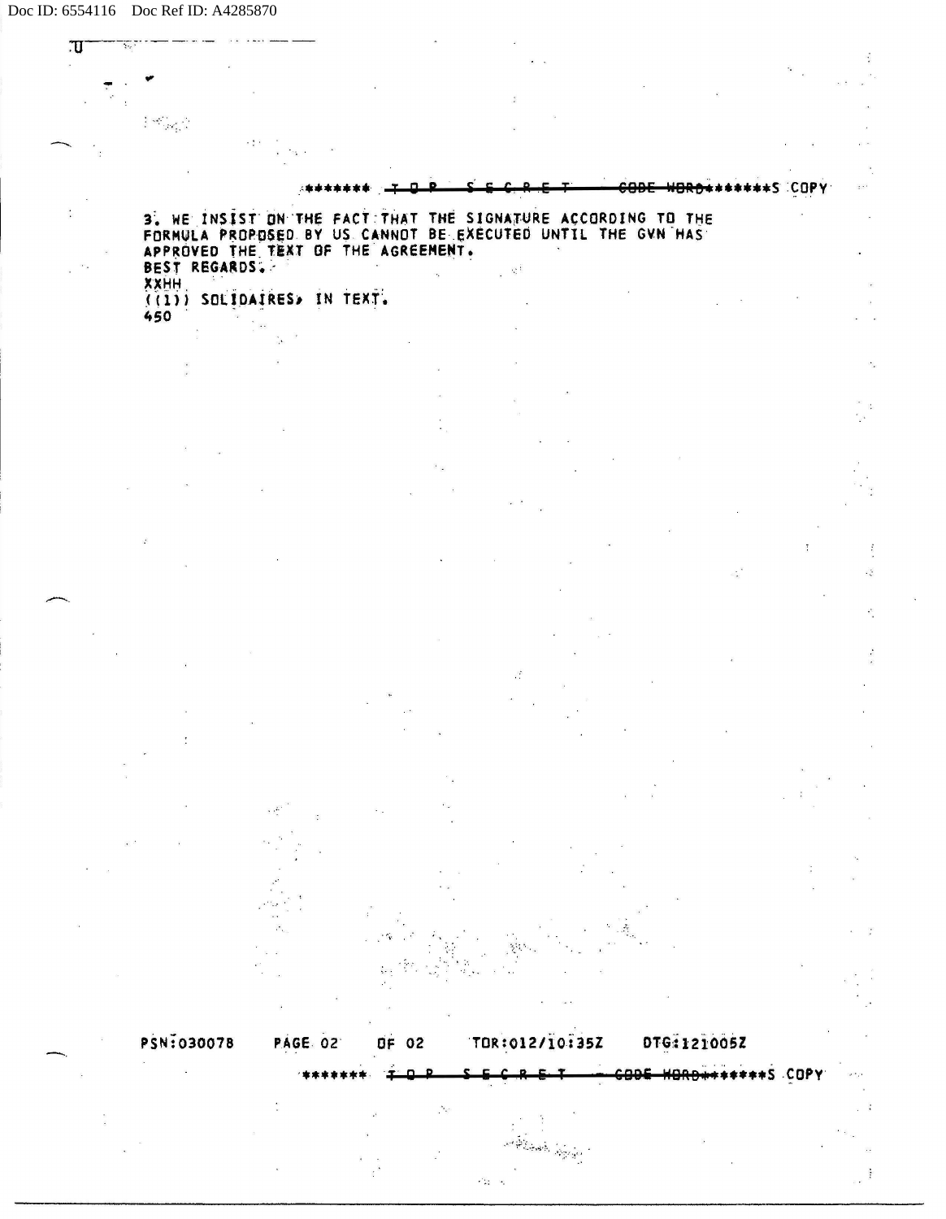******* TOP SECRET CODE WORD*******S COPY

3. WE INSIST ON THE FACT THAT THE SIGNATURE ACCORDING TO THE FORMULA PROPOSED BY US CANNOT BE EXECUTED UNTIL THE GVN HAS APPROVED THE TEXT OF THE AGREEMENT.
BEST REGARDS.
XXHH
((1)) SOLIDAIRES, IN TEXT.
450

PSN:030078 PAGE 02 OF 02 TOR:012/10:35Z DTG:121005Z

******* TOP SECRET CODE WORD*******S COPY